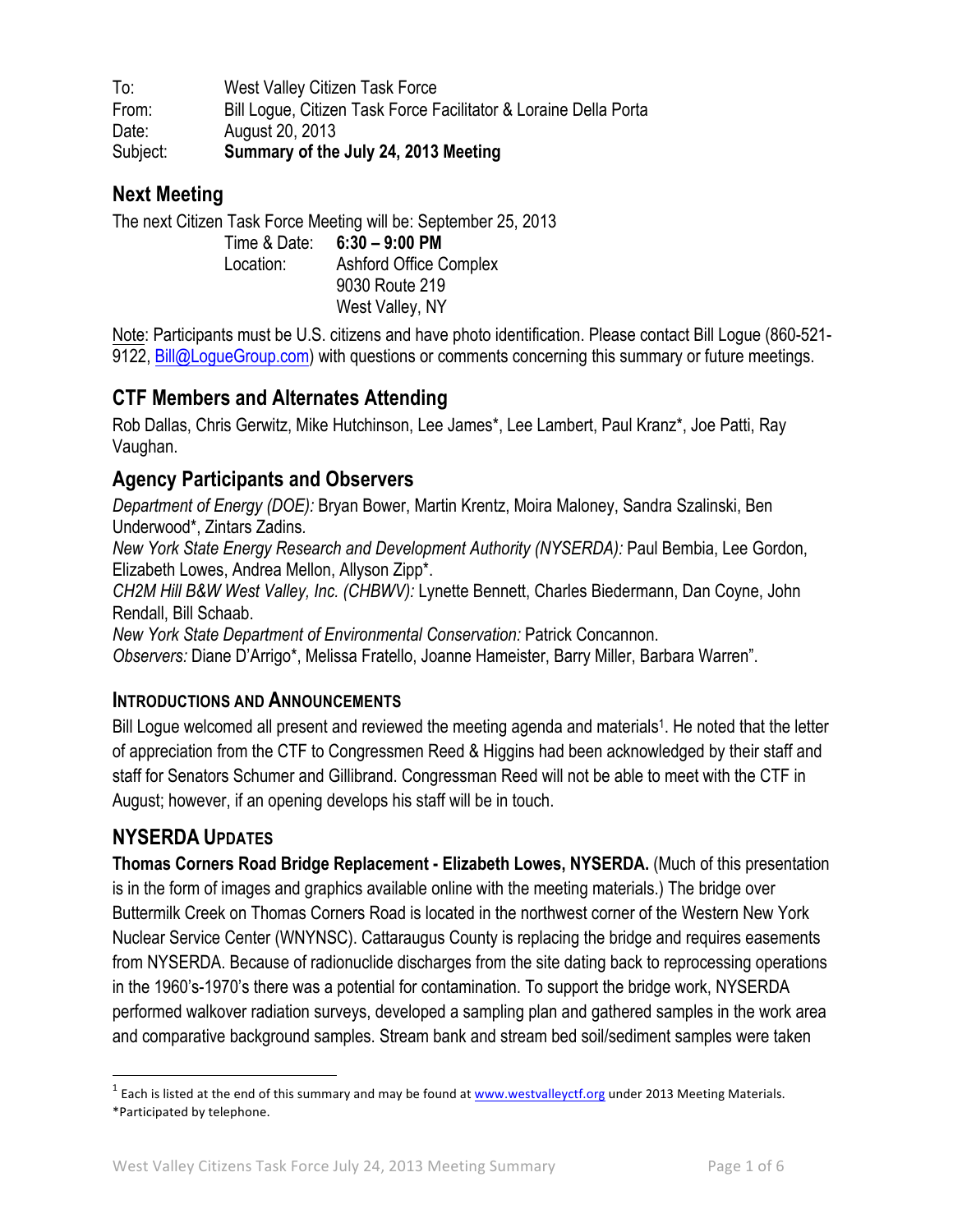To: West Valley Citizen Task Force
From: Bill Logue, Citizen Task Force Facilitator & Loraine Della Porta
Date: August 20, 2013
Subject: **Summary of the July 24, 2013 Meeting**

## Next Meeting

The next Citizen Task Force Meeting will be: September 25, 2013

Time & Date: **6:30 – 9:00 PM**
Location: Ashford Office Complex
9030 Route 219
West Valley, NY

Note: Participants must be U.S. citizens and have photo identification. Please contact Bill Logue (860-521-9122, Bill@LogueGroup.com) with questions or comments concerning this summary or future meetings.

## CTF Members and Alternates Attending

Rob Dallas, Chris Gerwitz, Mike Hutchinson, Lee James*, Lee Lambert, Paul Kranz*, Joe Patti, Ray Vaughan.

## Agency Participants and Observers

*Department of Energy (DOE):* Bryan Bower, Martin Krentz, Moira Maloney, Sandra Szalinski, Ben Underwood*, Zintars Zadins.
*New York State Energy Research and Development Authority (NYSERDA):* Paul Bembia, Lee Gordon, Elizabeth Lowes, Andrea Mellon, Allyson Zipp*.
*CH2M Hill B&W West Valley, Inc. (CHBWV):* Lynette Bennett, Charles Biedermann, Dan Coyne, John Rendall, Bill Schaab.
*New York State Department of Environmental Conservation:* Patrick Concannon.
*Observers:* Diane D'Arrigo*, Melissa Fratello, Joanne Hameister, Barry Miller, Barbara Warren".

### INTRODUCTIONS AND ANNOUNCEMENTS

Bill Logue welcomed all present and reviewed the meeting agenda and materials[1]. He noted that the letter of appreciation from the CTF to Congressmen Reed & Higgins had been acknowledged by their staff and staff for Senators Schumer and Gillibrand. Congressman Reed will not be able to meet with the CTF in August; however, if an opening develops his staff will be in touch.

## NYSERDA UPDATES

**Thomas Corners Road Bridge Replacement - Elizabeth Lowes, NYSERDA.** (Much of this presentation is in the form of images and graphics available online with the meeting materials.) The bridge over Buttermilk Creek on Thomas Corners Road is located in the northwest corner of the Western New York Nuclear Service Center (WNYNSC). Cattaraugus County is replacing the bridge and requires easements from NYSERDA. Because of radionuclide discharges from the site dating back to reprocessing operations in the 1960's-1970's there was a potential for contamination. To support the bridge work, NYSERDA performed walkover radiation surveys, developed a sampling plan and gathered samples in the work area and comparative background samples. Stream bank and stream bed soil/sediment samples were taken

---

[1] Each is listed at the end of this summary and may be found at www.westvalleyctf.org under 2013 Meeting Materials.
*Participated by telephone.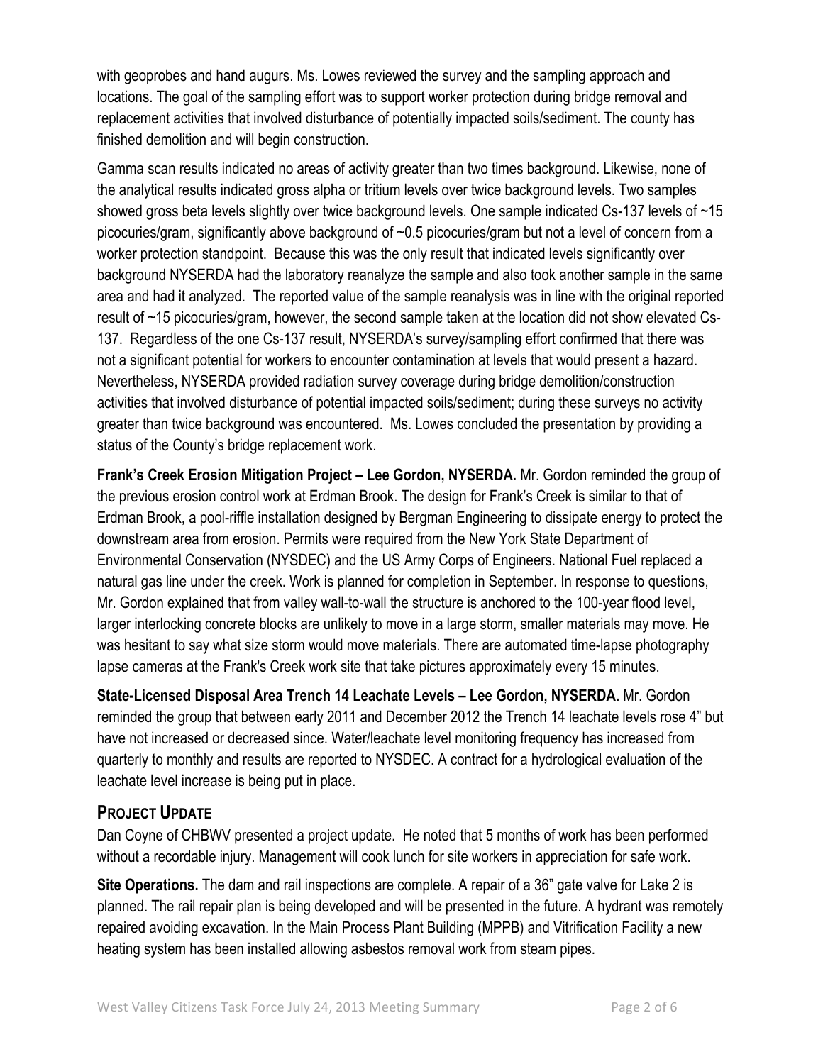with geoprobes and hand augurs. Ms. Lowes reviewed the survey and the sampling approach and locations. The goal of the sampling effort was to support worker protection during bridge removal and replacement activities that involved disturbance of potentially impacted soils/sediment. The county has finished demolition and will begin construction.

Gamma scan results indicated no areas of activity greater than two times background. Likewise, none of the analytical results indicated gross alpha or tritium levels over twice background levels. Two samples showed gross beta levels slightly over twice background levels. One sample indicated Cs-137 levels of ~15 picocuries/gram, significantly above background of ~0.5 picocuries/gram but not a level of concern from a worker protection standpoint. Because this was the only result that indicated levels significantly over background NYSERDA had the laboratory reanalyze the sample and also took another sample in the same area and had it analyzed. The reported value of the sample reanalysis was in line with the original reported result of ~15 picocuries/gram, however, the second sample taken at the location did not show elevated Cs-137. Regardless of the one Cs-137 result, NYSERDA's survey/sampling effort confirmed that there was not a significant potential for workers to encounter contamination at levels that would present a hazard. Nevertheless, NYSERDA provided radiation survey coverage during bridge demolition/construction activities that involved disturbance of potential impacted soils/sediment; during these surveys no activity greater than twice background was encountered. Ms. Lowes concluded the presentation by providing a status of the County's bridge replacement work.

**Frank's Creek Erosion Mitigation Project – Lee Gordon, NYSERDA.** Mr. Gordon reminded the group of the previous erosion control work at Erdman Brook. The design for Frank's Creek is similar to that of Erdman Brook, a pool-riffle installation designed by Bergman Engineering to dissipate energy to protect the downstream area from erosion. Permits were required from the New York State Department of Environmental Conservation (NYSDEC) and the US Army Corps of Engineers. National Fuel replaced a natural gas line under the creek. Work is planned for completion in September. In response to questions, Mr. Gordon explained that from valley wall-to-wall the structure is anchored to the 100-year flood level, larger interlocking concrete blocks are unlikely to move in a large storm, smaller materials may move. He was hesitant to say what size storm would move materials. There are automated time-lapse photography lapse cameras at the Frank's Creek work site that take pictures approximately every 15 minutes.

**State-Licensed Disposal Area Trench 14 Leachate Levels – Lee Gordon, NYSERDA.** Mr. Gordon reminded the group that between early 2011 and December 2012 the Trench 14 leachate levels rose 4" but have not increased or decreased since. Water/leachate level monitoring frequency has increased from quarterly to monthly and results are reported to NYSDEC. A contract for a hydrological evaluation of the leachate level increase is being put in place.

## Project Update

Dan Coyne of CHBWV presented a project update. He noted that 5 months of work has been performed without a recordable injury. Management will cook lunch for site workers in appreciation for safe work.

**Site Operations.** The dam and rail inspections are complete. A repair of a 36" gate valve for Lake 2 is planned. The rail repair plan is being developed and will be presented in the future. A hydrant was remotely repaired avoiding excavation. In the Main Process Plant Building (MPPB) and Vitrification Facility a new heating system has been installed allowing asbestos removal work from steam pipes.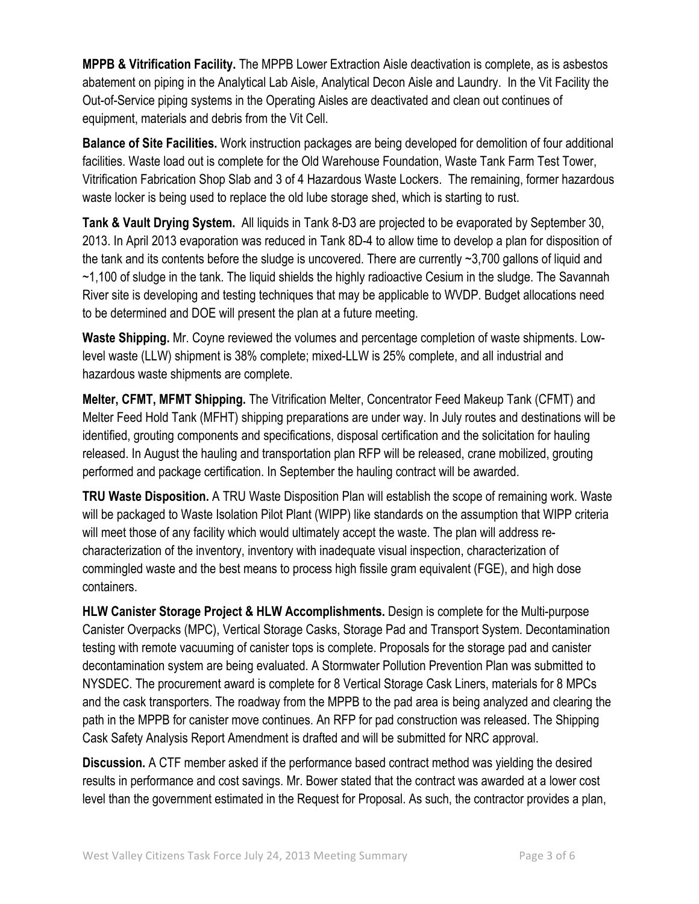**MPPB & Vitrification Facility.** The MPPB Lower Extraction Aisle deactivation is complete, as is asbestos abatement on piping in the Analytical Lab Aisle, Analytical Decon Aisle and Laundry. In the Vit Facility the Out-of-Service piping systems in the Operating Aisles are deactivated and clean out continues of equipment, materials and debris from the Vit Cell.

**Balance of Site Facilities.** Work instruction packages are being developed for demolition of four additional facilities. Waste load out is complete for the Old Warehouse Foundation, Waste Tank Farm Test Tower, Vitrification Fabrication Shop Slab and 3 of 4 Hazardous Waste Lockers. The remaining, former hazardous waste locker is being used to replace the old lube storage shed, which is starting to rust.

**Tank & Vault Drying System.** All liquids in Tank 8-D3 are projected to be evaporated by September 30, 2013. In April 2013 evaporation was reduced in Tank 8D-4 to allow time to develop a plan for disposition of the tank and its contents before the sludge is uncovered. There are currently ~3,700 gallons of liquid and ~1,100 of sludge in the tank. The liquid shields the highly radioactive Cesium in the sludge. The Savannah River site is developing and testing techniques that may be applicable to WVDP. Budget allocations need to be determined and DOE will present the plan at a future meeting.

**Waste Shipping.** Mr. Coyne reviewed the volumes and percentage completion of waste shipments. Low-level waste (LLW) shipment is 38% complete; mixed-LLW is 25% complete, and all industrial and hazardous waste shipments are complete.

**Melter, CFMT, MFMT Shipping.** The Vitrification Melter, Concentrator Feed Makeup Tank (CFMT) and Melter Feed Hold Tank (MFHT) shipping preparations are under way. In July routes and destinations will be identified, grouting components and specifications, disposal certification and the solicitation for hauling released. In August the hauling and transportation plan RFP will be released, crane mobilized, grouting performed and package certification. In September the hauling contract will be awarded.

**TRU Waste Disposition.** A TRU Waste Disposition Plan will establish the scope of remaining work. Waste will be packaged to Waste Isolation Pilot Plant (WIPP) like standards on the assumption that WIPP criteria will meet those of any facility which would ultimately accept the waste. The plan will address re-characterization of the inventory, inventory with inadequate visual inspection, characterization of commingled waste and the best means to process high fissile gram equivalent (FGE), and high dose containers.

**HLW Canister Storage Project & HLW Accomplishments.** Design is complete for the Multi-purpose Canister Overpacks (MPC), Vertical Storage Casks, Storage Pad and Transport System. Decontamination testing with remote vacuuming of canister tops is complete. Proposals for the storage pad and canister decontamination system are being evaluated. A Stormwater Pollution Prevention Plan was submitted to NYSDEC. The procurement award is complete for 8 Vertical Storage Cask Liners, materials for 8 MPCs and the cask transporters. The roadway from the MPPB to the pad area is being analyzed and clearing the path in the MPPB for canister move continues. An RFP for pad construction was released. The Shipping Cask Safety Analysis Report Amendment is drafted and will be submitted for NRC approval.

**Discussion.** A CTF member asked if the performance based contract method was yielding the desired results in performance and cost savings. Mr. Bower stated that the contract was awarded at a lower cost level than the government estimated in the Request for Proposal. As such, the contractor provides a plan,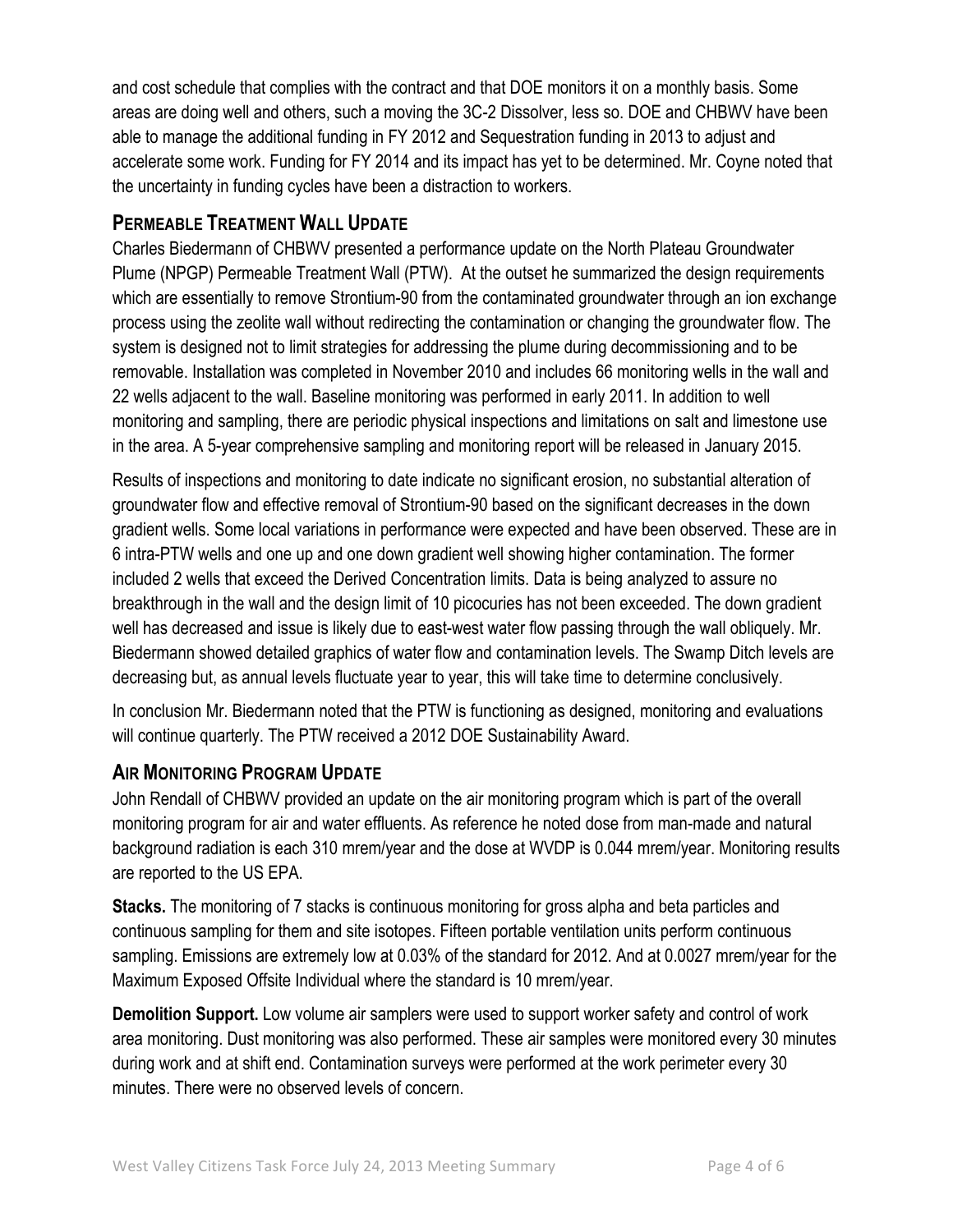and cost schedule that complies with the contract and that DOE monitors it on a monthly basis. Some areas are doing well and others, such a moving the 3C-2 Dissolver, less so. DOE and CHBWV have been able to manage the additional funding in FY 2012 and Sequestration funding in 2013 to adjust and accelerate some work. Funding for FY 2014 and its impact has yet to be determined. Mr. Coyne noted that the uncertainty in funding cycles have been a distraction to workers.

## Permeable Treatment Wall Update

Charles Biedermann of CHBWV presented a performance update on the North Plateau Groundwater Plume (NPGP) Permeable Treatment Wall (PTW). At the outset he summarized the design requirements which are essentially to remove Strontium-90 from the contaminated groundwater through an ion exchange process using the zeolite wall without redirecting the contamination or changing the groundwater flow. The system is designed not to limit strategies for addressing the plume during decommissioning and to be removable. Installation was completed in November 2010 and includes 66 monitoring wells in the wall and 22 wells adjacent to the wall. Baseline monitoring was performed in early 2011. In addition to well monitoring and sampling, there are periodic physical inspections and limitations on salt and limestone use in the area. A 5-year comprehensive sampling and monitoring report will be released in January 2015.

Results of inspections and monitoring to date indicate no significant erosion, no substantial alteration of groundwater flow and effective removal of Strontium-90 based on the significant decreases in the down gradient wells. Some local variations in performance were expected and have been observed. These are in 6 intra-PTW wells and one up and one down gradient well showing higher contamination. The former included 2 wells that exceed the Derived Concentration limits. Data is being analyzed to assure no breakthrough in the wall and the design limit of 10 picocuries has not been exceeded. The down gradient well has decreased and issue is likely due to east-west water flow passing through the wall obliquely. Mr. Biedermann showed detailed graphics of water flow and contamination levels. The Swamp Ditch levels are decreasing but, as annual levels fluctuate year to year, this will take time to determine conclusively.

In conclusion Mr. Biedermann noted that the PTW is functioning as designed, monitoring and evaluations will continue quarterly. The PTW received a 2012 DOE Sustainability Award.

## Air Monitoring Program Update

John Rendall of CHBWV provided an update on the air monitoring program which is part of the overall monitoring program for air and water effluents. As reference he noted dose from man-made and natural background radiation is each 310 mrem/year and the dose at WVDP is 0.044 mrem/year. Monitoring results are reported to the US EPA.

**Stacks.** The monitoring of 7 stacks is continuous monitoring for gross alpha and beta particles and continuous sampling for them and site isotopes. Fifteen portable ventilation units perform continuous sampling. Emissions are extremely low at 0.03% of the standard for 2012. And at 0.0027 mrem/year for the Maximum Exposed Offsite Individual where the standard is 10 mrem/year.

**Demolition Support.** Low volume air samplers were used to support worker safety and control of work area monitoring. Dust monitoring was also performed. These air samples were monitored every 30 minutes during work and at shift end. Contamination surveys were performed at the work perimeter every 30 minutes. There were no observed levels of concern.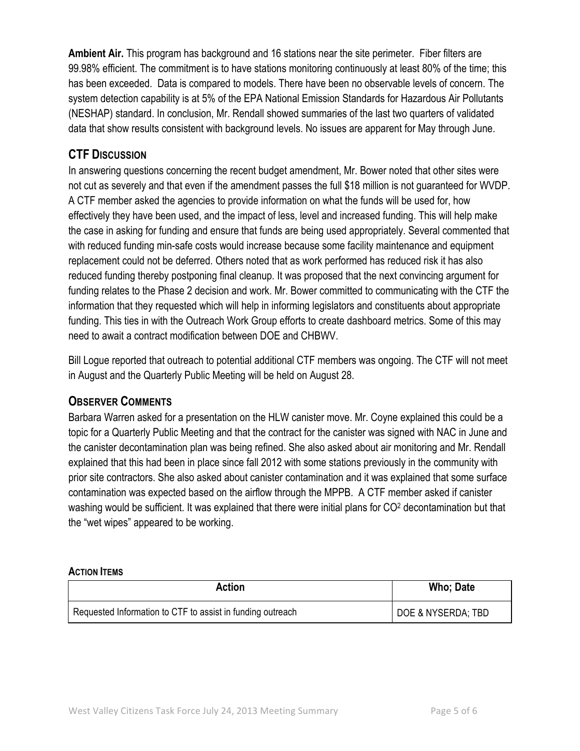**Ambient Air.** This program has background and 16 stations near the site perimeter. Fiber filters are 99.98% efficient. The commitment is to have stations monitoring continuously at least 80% of the time; this has been exceeded. Data is compared to models. There have been no observable levels of concern. The system detection capability is at 5% of the EPA National Emission Standards for Hazardous Air Pollutants (NESHAP) standard. In conclusion, Mr. Rendall showed summaries of the last two quarters of validated data that show results consistent with background levels. No issues are apparent for May through June.

## CTF Discussion

In answering questions concerning the recent budget amendment, Mr. Bower noted that other sites were not cut as severely and that even if the amendment passes the full $18 million is not guaranteed for WVDP. A CTF member asked the agencies to provide information on what the funds will be used for, how effectively they have been used, and the impact of less, level and increased funding. This will help make the case in asking for funding and ensure that funds are being used appropriately. Several commented that with reduced funding min-safe costs would increase because some facility maintenance and equipment replacement could not be deferred. Others noted that as work performed has reduced risk it has also reduced funding thereby postponing final cleanup. It was proposed that the next convincing argument for funding relates to the Phase 2 decision and work. Mr. Bower committed to communicating with the CTF the information that they requested which will help in informing legislators and constituents about appropriate funding. This ties in with the Outreach Work Group efforts to create dashboard metrics. Some of this may need to await a contract modification between DOE and CHBWV.

Bill Logue reported that outreach to potential additional CTF members was ongoing. The CTF will not meet in August and the Quarterly Public Meeting will be held on August 28.

## Observer Comments

Barbara Warren asked for a presentation on the HLW canister move. Mr. Coyne explained this could be a topic for a Quarterly Public Meeting and that the contract for the canister was signed with NAC in June and the canister decontamination plan was being refined. She also asked about air monitoring and Mr. Rendall explained that this had been in place since fall 2012 with some stations previously in the community with prior site contractors. She also asked about canister contamination and it was explained that some surface contamination was expected based on the airflow through the MPPB. A CTF member asked if canister washing would be sufficient. It was explained that there were initial plans for $CO^2$ decontamination but that the "wet wipes" appeared to be working.

#### Action Items

| Action | Who; Date |
|---|---|
| Requested Information to CTF to assist in funding outreach | DOE & NYSERDA; TBD |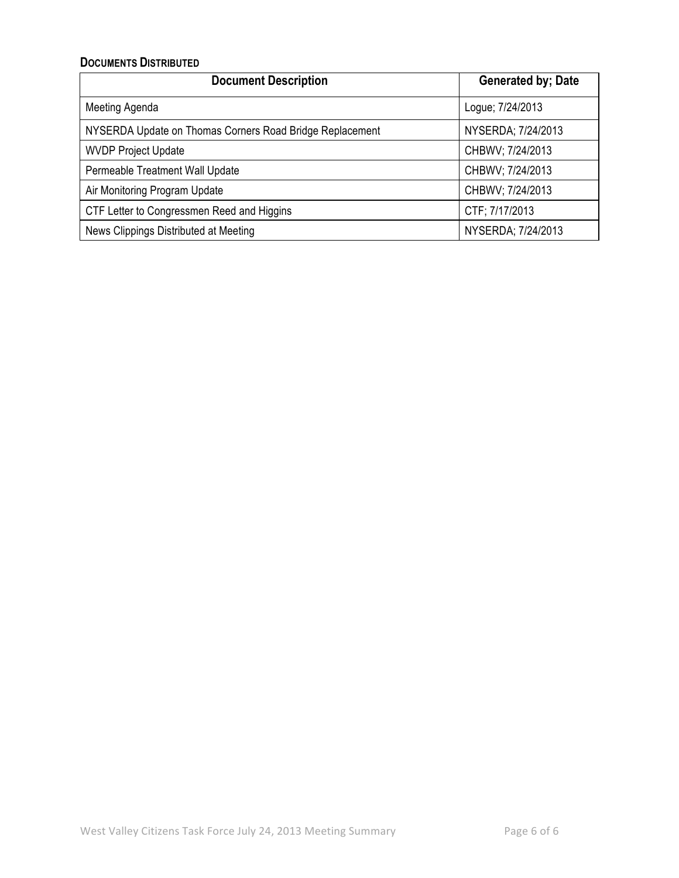### Documents Distributed

| Document Description | Generated by; Date |
| --- | --- |
| Meeting Agenda | Logue; 7/24/2013 |
| NYSERDA Update on Thomas Corners Road Bridge Replacement | NYSERDA; 7/24/2013 |
| WVDP Project Update | CHBWV; 7/24/2013 |
| Permeable Treatment Wall Update | CHBWV; 7/24/2013 |
| Air Monitoring Program Update | CHBWV; 7/24/2013 |
| CTF Letter to Congressmen Reed and Higgins | CTF; 7/17/2013 |
| News Clippings Distributed at Meeting | NYSERDA; 7/24/2013 |